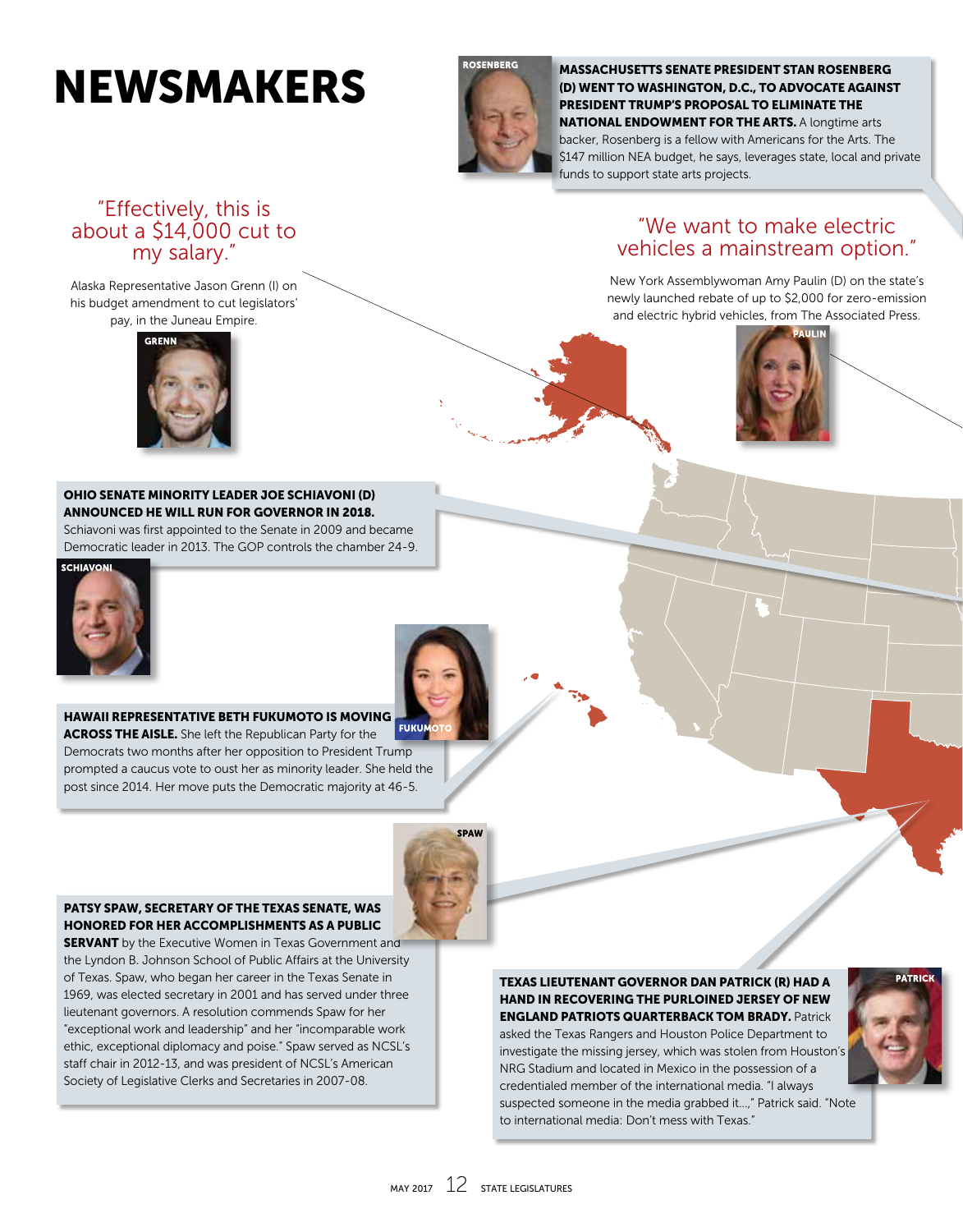# NEWSMAKERS

**MASSACHUSETTS SENATE PRESIDENT STAN ROSENBERG (D) WENT TO WASHINGTON, D.C., TO ADVOCATE AGAINST PRESIDENT TRUMP'S PROPOSAL TO ELIMINATE THE NATIONAL ENDOWMENT FOR THE ARTS.** A longtime arts backer, Rosenberg is a fellow with Americans for the Arts. The $147 million NEA budget, he says, leverages state, local and private funds to support state arts projects.

"Effectively, this is about a $14,000 cut to my salary."

Alaska Representative Jason Grenn (I) on his budget amendment to cut legislators' pay, in the Juneau Empire.

"We want to make electric vehicles a mainstream option."

New York Assemblywoman Amy Paulin (D) on the state's newly launched rebate of up to $2,000 for zero-emission and electric hybrid vehicles, from The Associated Press.

**OHIO SENATE MINORITY LEADER JOE SCHIAVONI (D) ANNOUNCED HE WILL RUN FOR GOVERNOR IN 2018.** Schiavoni was first appointed to the Senate in 2009 and became Democratic leader in 2013. The GOP controls the chamber 24-9.

**HAWAII REPRESENTATIVE BETH FUKUMOTO IS MOVING ACROSS THE AISLE.** She left the Republican Party for the Democrats two months after her opposition to President Trump prompted a caucus vote to oust her as minority leader. She held the post since 2014. Her move puts the Democratic majority at 46-5.

**PATSY SPAW, SECRETARY OF THE TEXAS SENATE, WAS HONORED FOR HER ACCOMPLISHMENTS AS A PUBLIC SERVANT** by the Executive Women in Texas Government and the Lyndon B. Johnson School of Public Affairs at the University of Texas. Spaw, who began her career in the Texas Senate in 1969, was elected secretary in 2001 and has served under three lieutenant governors. A resolution commends Spaw for her "exceptional work and leadership" and her "incomparable work ethic, exceptional diplomacy and poise." Spaw served as NCSL's staff chair in 2012-13, and was president of NCSL's American Society of Legislative Clerks and Secretaries in 2007-08.

**TEXAS LIEUTENANT GOVERNOR DAN PATRICK (R) HAD A HAND IN RECOVERING THE PURLOINED JERSEY OF NEW ENGLAND PATRIOTS QUARTERBACK TOM BRADY.** Patrick asked the Texas Rangers and Houston Police Department to investigate the missing jersey, which was stolen from Houston's NRG Stadium and located in Mexico in the possession of a credentialed member of the international media. "I always suspected someone in the media grabbed it...," Patrick said. "Note to international media: Don't mess with Texas."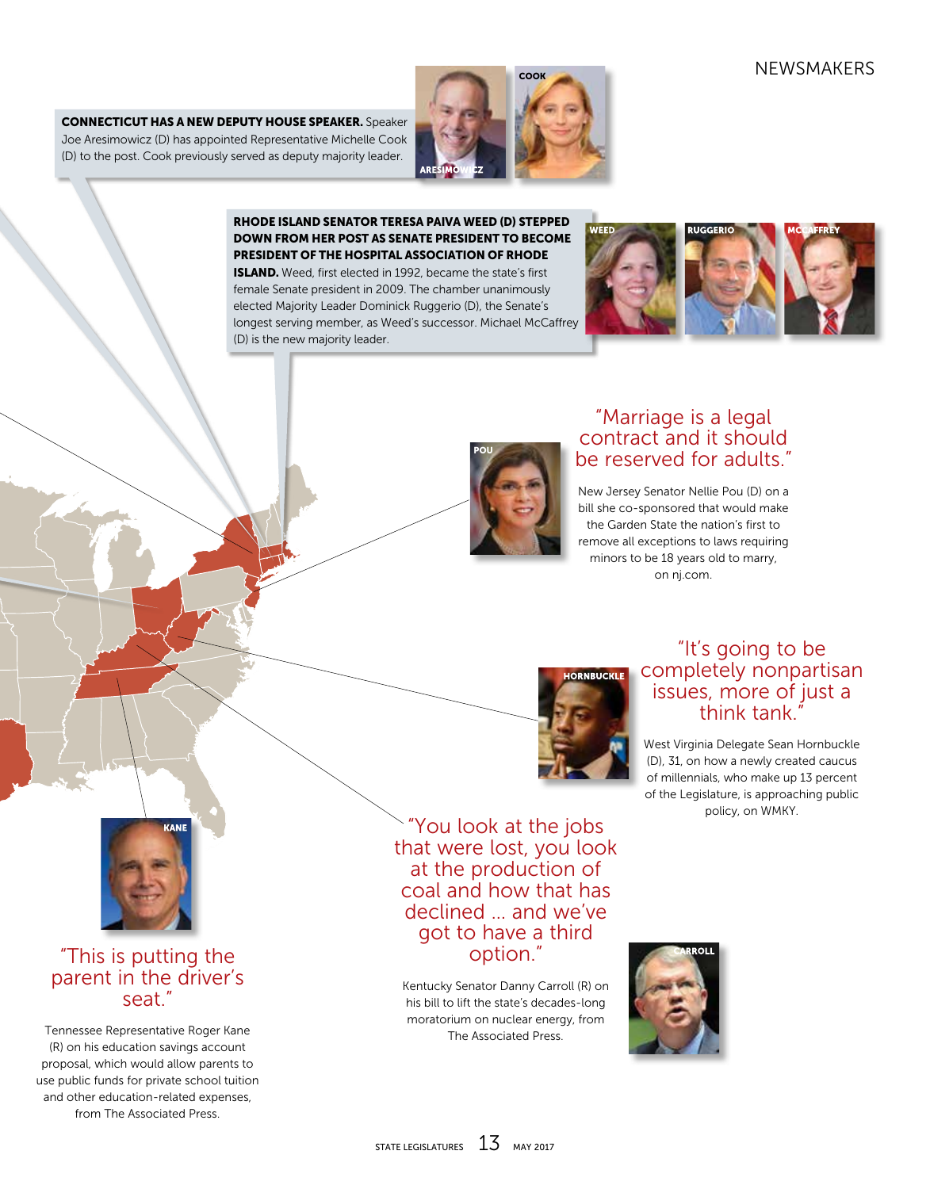**CONNECTICUT HAS A NEW DEPUTY HOUSE SPEAKER.** Speaker Joe Aresimowicz (D) has appointed Representative Michelle Cook (D) to the post. Cook previously served as deputy majority leader.

**RHODE ISLAND SENATOR TERESA PAIVA WEED (D) STEPPED DOWN FROM HER POST AS SENATE PRESIDENT TO BECOME PRESIDENT OF THE HOSPITAL ASSOCIATION OF RHODE ISLAND.** Weed, first elected in 1992, became the state's first female Senate president in 2009. The chamber unanimously elected Majority Leader Dominick Ruggerio (D), the Senate's longest serving member, as Weed's successor. Michael McCaffrey (D) is the new majority leader.

"Marriage is a legal contract and it should be reserved for adults."

New Jersey Senator Nellie Pou (D) on a bill she co-sponsored that would make the Garden State the nation's first to remove all exceptions to laws requiring minors to be 18 years old to marry, on nj.com.

"It's going to be completely nonpartisan issues, more of just a think tank."

West Virginia Delegate Sean Hornbuckle (D), 31, on how a newly created caucus of millennials, who make up 13 percent of the Legislature, is approaching public policy, on WMKY.

"This is putting the parent in the driver's seat."

Tennessee Representative Roger Kane (R) on his education savings account proposal, which would allow parents to use public funds for private school tuition and other education-related expenses, from The Associated Press.

"You look at the jobs that were lost, you look at the production of coal and how that has declined ... and we've got to have a third option."

Kentucky Senator Danny Carroll (R) on his bill to lift the state's decades-long moratorium on nuclear energy, from The Associated Press.